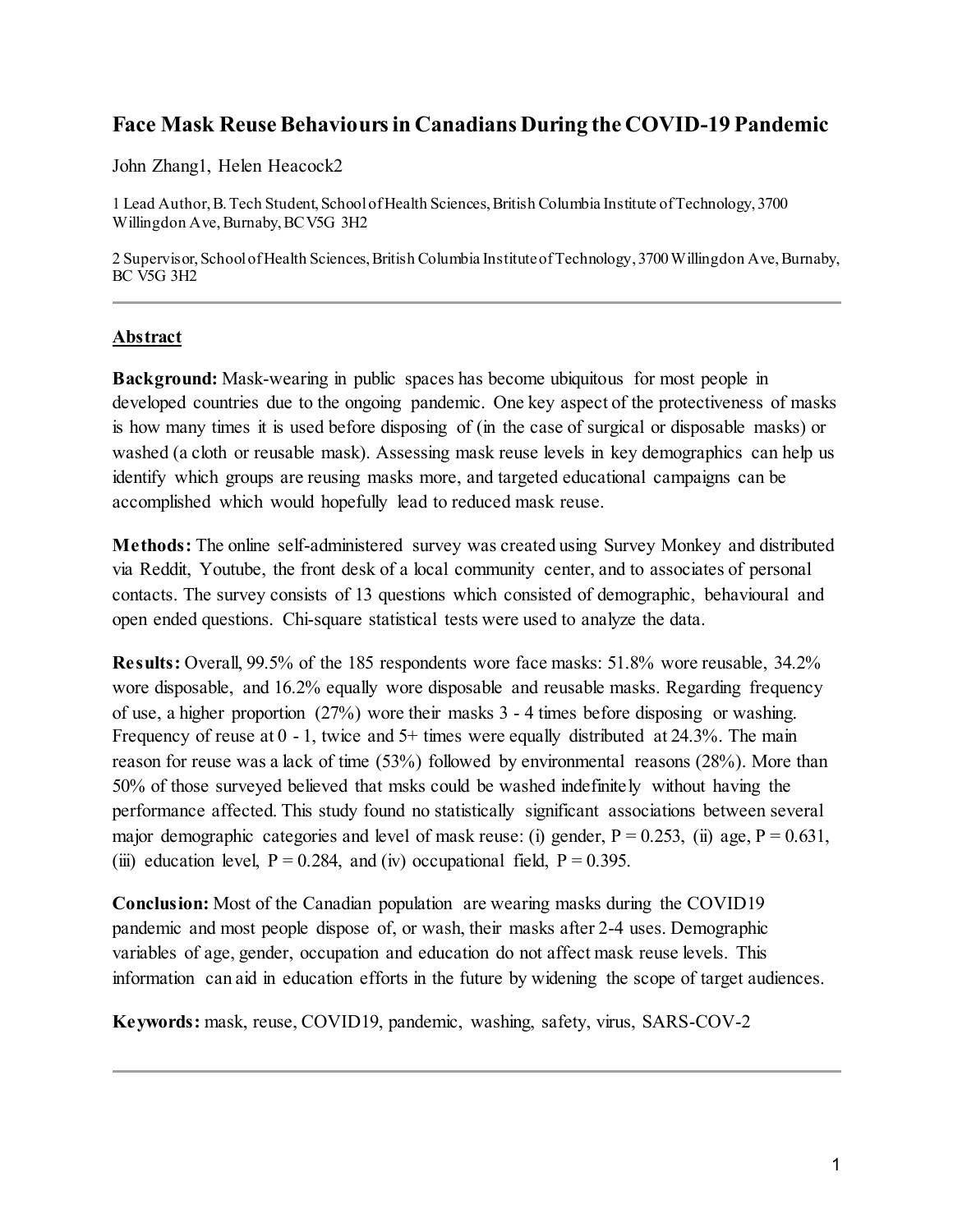# Face Mask Reuse Behaviours in Canadians During the COVID-19 Pandemic

John Zhang[1], Helen Heacock[2]

[1] Lead Author, B. Tech Student, School of Health Sciences, British Columbia Institute of Technology, 3700 Willingdon Ave, Burnaby, BC V5G 3H2

[2] Supervisor, School of Health Sciences, British Columbia Institute of Technology, 3700 Willingdon Ave, Burnaby, BC V5G 3H2

---

## Abstract

**Background:** Mask-wearing in public spaces has become ubiquitous for most people in developed countries due to the ongoing pandemic. One key aspect of the protectiveness of masks is how many times it is used before disposing of (in the case of surgical or disposable masks) or washed (a cloth or reusable mask). Assessing mask reuse levels in key demographics can help us identify which groups are reusing masks more, and targeted educational campaigns can be accomplished which would hopefully lead to reduced mask reuse.

**Methods:** The online self-administered survey was created using Survey Monkey and distributed via Reddit, Youtube, the front desk of a local community center, and to associates of personal contacts. The survey consists of 13 questions which consisted of demographic, behavioural and open ended questions. Chi-square statistical tests were used to analyze the data.

**Results:** Overall, 99.5% of the 185 respondents wore face masks: 51.8% wore reusable, 34.2% wore disposable, and 16.2% equally wore disposable and reusable masks. Regarding frequency of use, a higher proportion (27%) wore their masks 3 - 4 times before disposing or washing. Frequency of reuse at 0 - 1, twice and 5+ times were equally distributed at 24.3%. The main reason for reuse was a lack of time (53%) followed by environmental reasons (28%). More than 50% of those surveyed believed that msks could be washed indefinitely without having the performance affected. This study found no statistically significant associations between several major demographic categories and level of mask reuse: (i) gender, $P = 0.253$, (ii) age, $P = 0.631$, (iii) education level, $P = 0.284$, and (iv) occupational field, $P = 0.395$.

**Conclusion:** Most of the Canadian population are wearing masks during the COVID19 pandemic and most people dispose of, or wash, their masks after 2-4 uses. Demographic variables of age, gender, occupation and education do not affect mask reuse levels. This information can aid in education efforts in the future by widening the scope of target audiences.

**Keywords:** mask, reuse, COVID19, pandemic, washing, safety, virus, SARS-COV-2

---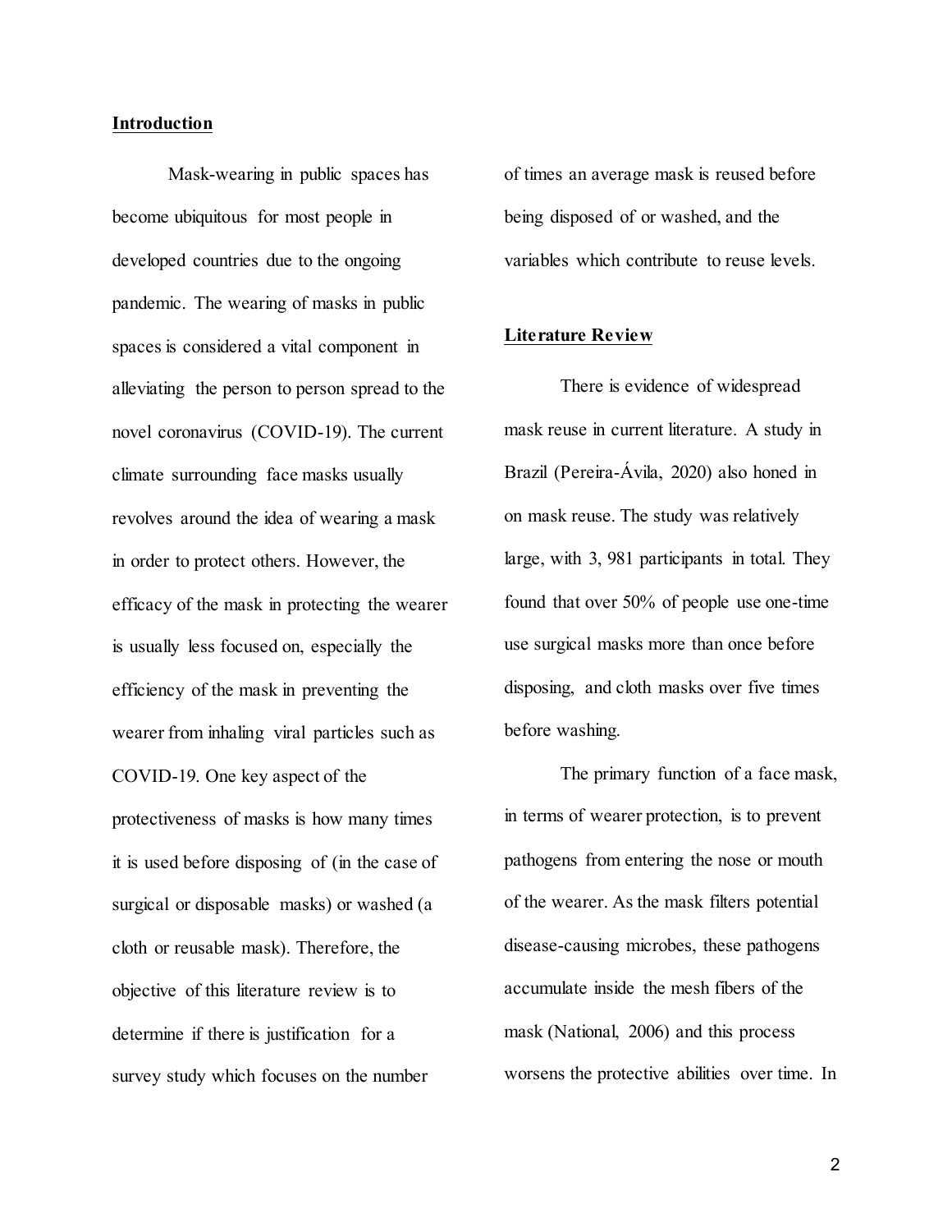## Introduction

Mask-wearing in public spaces has become ubiquitous for most people in developed countries due to the ongoing pandemic. The wearing of masks in public spaces is considered a vital component in alleviating the person to person spread to the novel coronavirus (COVID-19). The current climate surrounding face masks usually revolves around the idea of wearing a mask in order to protect others. However, the efficacy of the mask in protecting the wearer is usually less focused on, especially the efficiency of the mask in preventing the wearer from inhaling viral particles such as COVID-19. One key aspect of the protectiveness of masks is how many times it is used before disposing of (in the case of surgical or disposable masks) or washed (a cloth or reusable mask). Therefore, the objective of this literature review is to determine if there is justification for a survey study which focuses on the number of times an average mask is reused before being disposed of or washed, and the variables which contribute to reuse levels.

## Literature Review

There is evidence of widespread mask reuse in current literature. A study in Brazil (Pereira-Ávila, 2020) also honed in on mask reuse. The study was relatively large, with 3, 981 participants in total. They found that over 50% of people use one-time use surgical masks more than once before disposing, and cloth masks over five times before washing.

The primary function of a face mask, in terms of wearer protection, is to prevent pathogens from entering the nose or mouth of the wearer. As the mask filters potential disease-causing microbes, these pathogens accumulate inside the mesh fibers of the mask (National, 2006) and this process worsens the protective abilities over time. In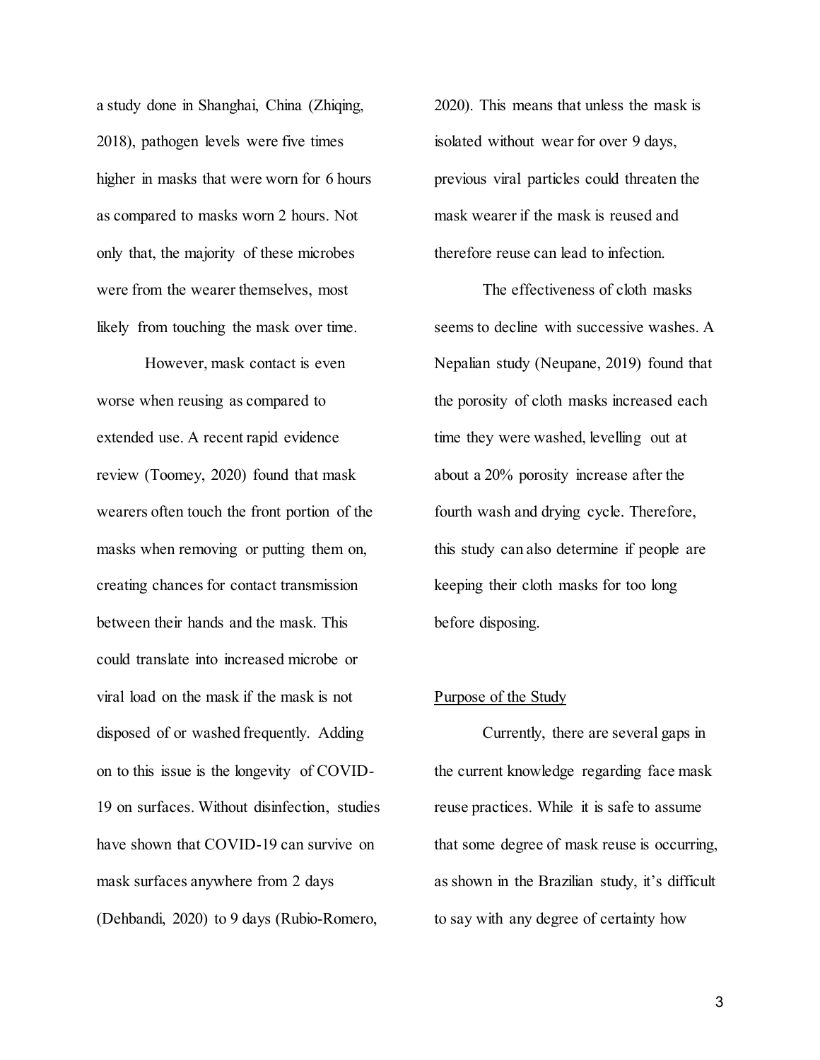a study done in Shanghai, China (Zhiqing, 2018), pathogen levels were five times higher in masks that were worn for 6 hours as compared to masks worn 2 hours. Not only that, the majority of these microbes were from the wearer themselves, most likely from touching the mask over time.

However, mask contact is even worse when reusing as compared to extended use. A recent rapid evidence review (Toomey, 2020) found that mask wearers often touch the front portion of the masks when removing or putting them on, creating chances for contact transmission between their hands and the mask. This could translate into increased microbe or viral load on the mask if the mask is not disposed of or washed frequently. Adding on to this issue is the longevity of COVID-19 on surfaces. Without disinfection, studies have shown that COVID-19 can survive on mask surfaces anywhere from 2 days (Dehbandi, 2020) to 9 days (Rubio-Romero, 2020). This means that unless the mask is isolated without wear for over 9 days, previous viral particles could threaten the mask wearer if the mask is reused and therefore reuse can lead to infection.

The effectiveness of cloth masks seems to decline with successive washes. A Nepalian study (Neupane, 2019) found that the porosity of cloth masks increased each time they were washed, levelling out at about a 20% porosity increase after the fourth wash and drying cycle. Therefore, this study can also determine if people are keeping their cloth masks for too long before disposing.

## Purpose of the Study

Currently, there are several gaps in the current knowledge regarding face mask reuse practices. While it is safe to assume that some degree of mask reuse is occurring, as shown in the Brazilian study, it's difficult to say with any degree of certainty how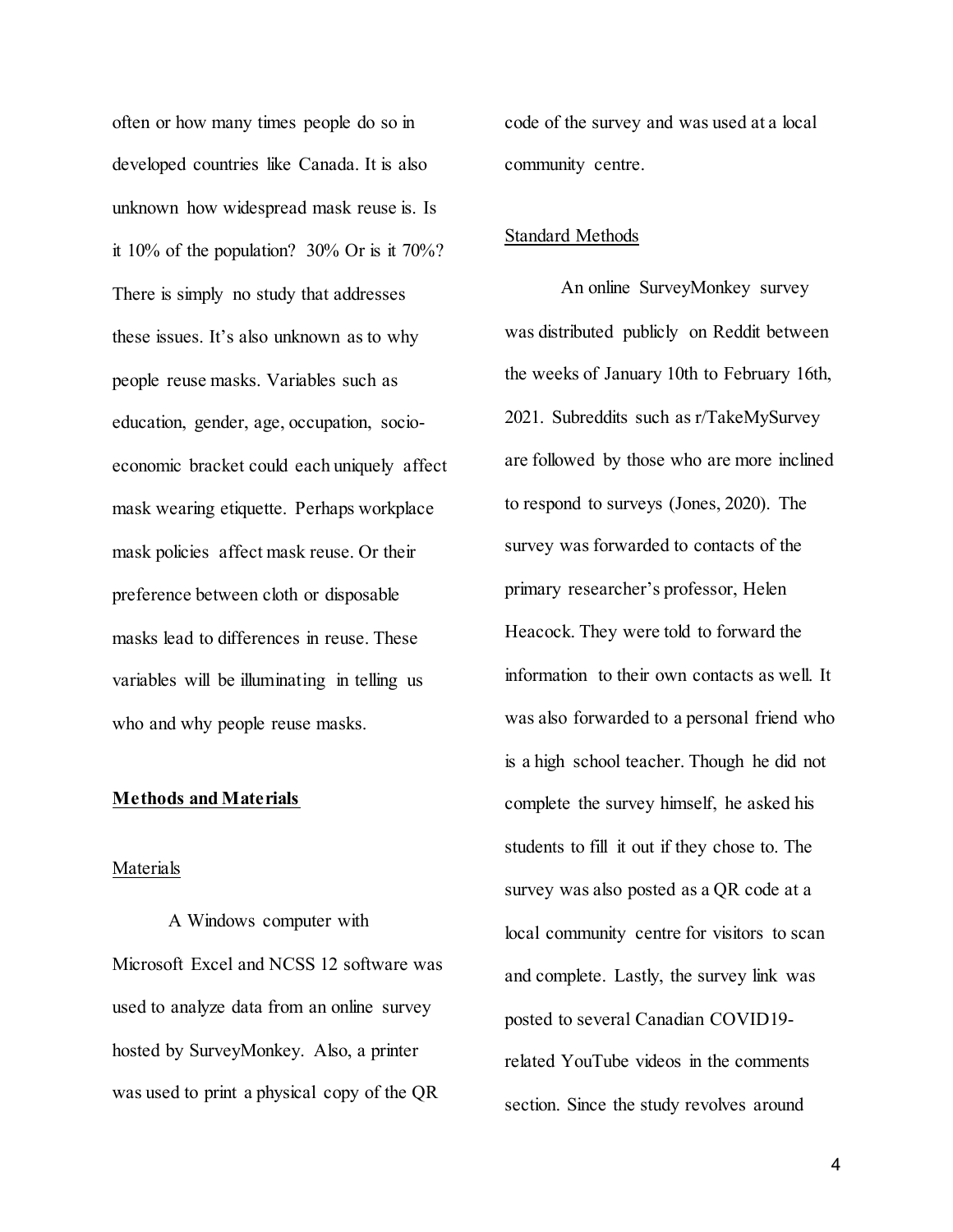often or how many times people do so in developed countries like Canada. It is also unknown how widespread mask reuse is. Is it 10% of the population? 30% Or is it 70%? There is simply no study that addresses these issues. It's also unknown as to why people reuse masks. Variables such as education, gender, age, occupation, socio-economic bracket could each uniquely affect mask wearing etiquette. Perhaps workplace mask policies affect mask reuse. Or their preference between cloth or disposable masks lead to differences in reuse. These variables will be illuminating in telling us who and why people reuse masks.

## Methods and Materials

### Materials

A Windows computer with Microsoft Excel and NCSS 12 software was used to analyze data from an online survey hosted by SurveyMonkey. Also, a printer was used to print a physical copy of the QR code of the survey and was used at a local community centre.

### Standard Methods

An online SurveyMonkey survey was distributed publicly on Reddit between the weeks of January 10th to February 16th, 2021. Subreddits such as r/TakeMySurvey are followed by those who are more inclined to respond to surveys (Jones, 2020). The survey was forwarded to contacts of the primary researcher's professor, Helen Heacock. They were told to forward the information to their own contacts as well. It was also forwarded to a personal friend who is a high school teacher. Though he did not complete the survey himself, he asked his students to fill it out if they chose to. The survey was also posted as a QR code at a local community centre for visitors to scan and complete. Lastly, the survey link was posted to several Canadian COVID19-related YouTube videos in the comments section. Since the study revolves around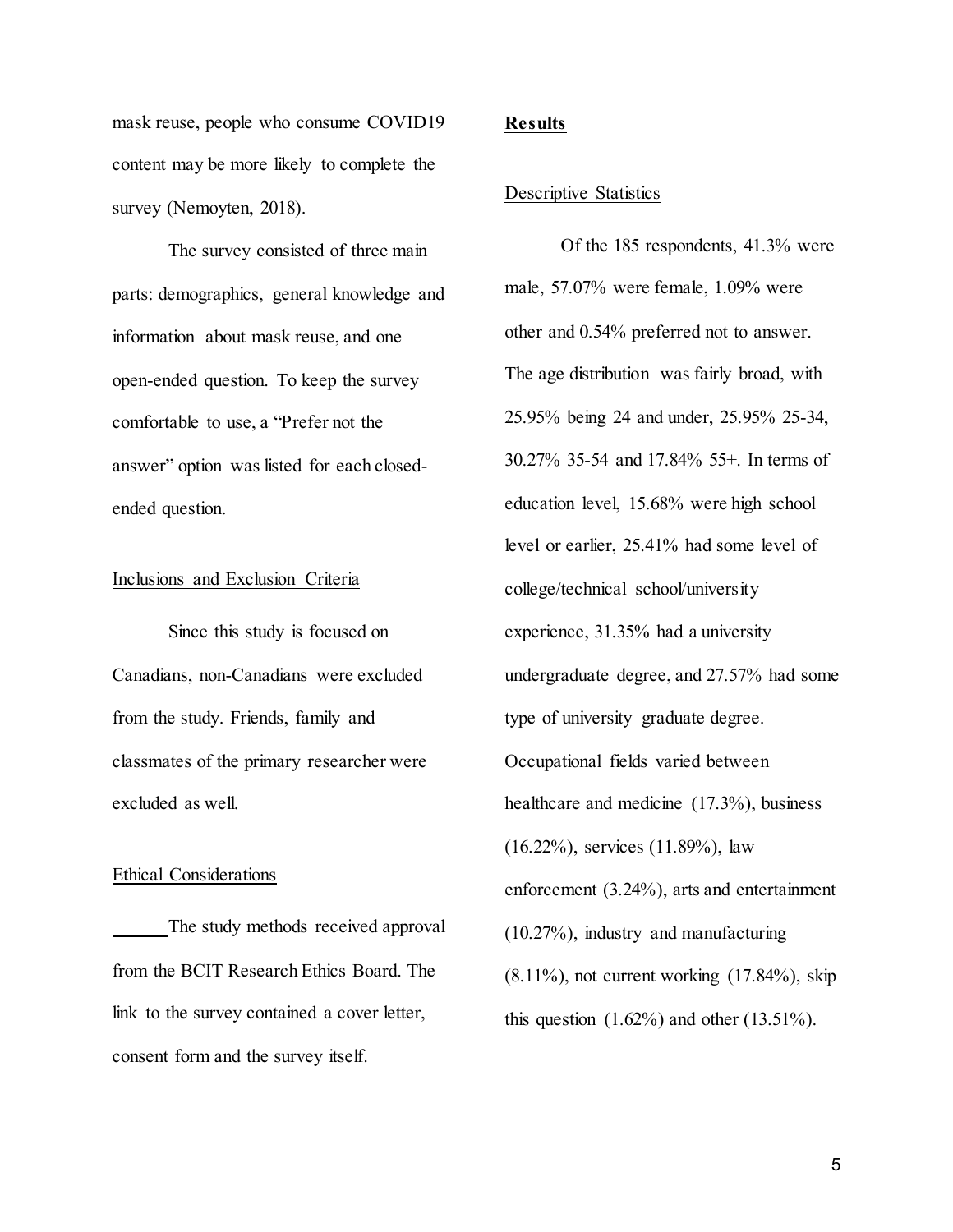mask reuse, people who consume COVID19 content may be more likely to complete the survey (Nemoyten, 2018).

The survey consisted of three main parts: demographics, general knowledge and information about mask reuse, and one open-ended question. To keep the survey comfortable to use, a "Prefer not the answer" option was listed for each closed-ended question.

Inclusions and Exclusion Criteria

Since this study is focused on Canadians, non-Canadians were excluded from the study. Friends, family and classmates of the primary researcher were excluded as well.

Ethical Considerations

The study methods received approval from the BCIT Research Ethics Board. The link to the survey contained a cover letter, consent form and the survey itself.

**Results**

Descriptive Statistics

Of the 185 respondents, 41.3% were male, 57.07% were female, 1.09% were other and 0.54% preferred not to answer. The age distribution was fairly broad, with 25.95% being 24 and under, 25.95% 25-34, 30.27% 35-54 and 17.84% 55+. In terms of education level, 15.68% were high school level or earlier, 25.41% had some level of college/technical school/university experience, 31.35% had a university undergraduate degree, and 27.57% had some type of university graduate degree. Occupational fields varied between healthcare and medicine (17.3%), business (16.22%), services (11.89%), law enforcement (3.24%), arts and entertainment (10.27%), industry and manufacturing (8.11%), not current working (17.84%), skip this question (1.62%) and other (13.51%).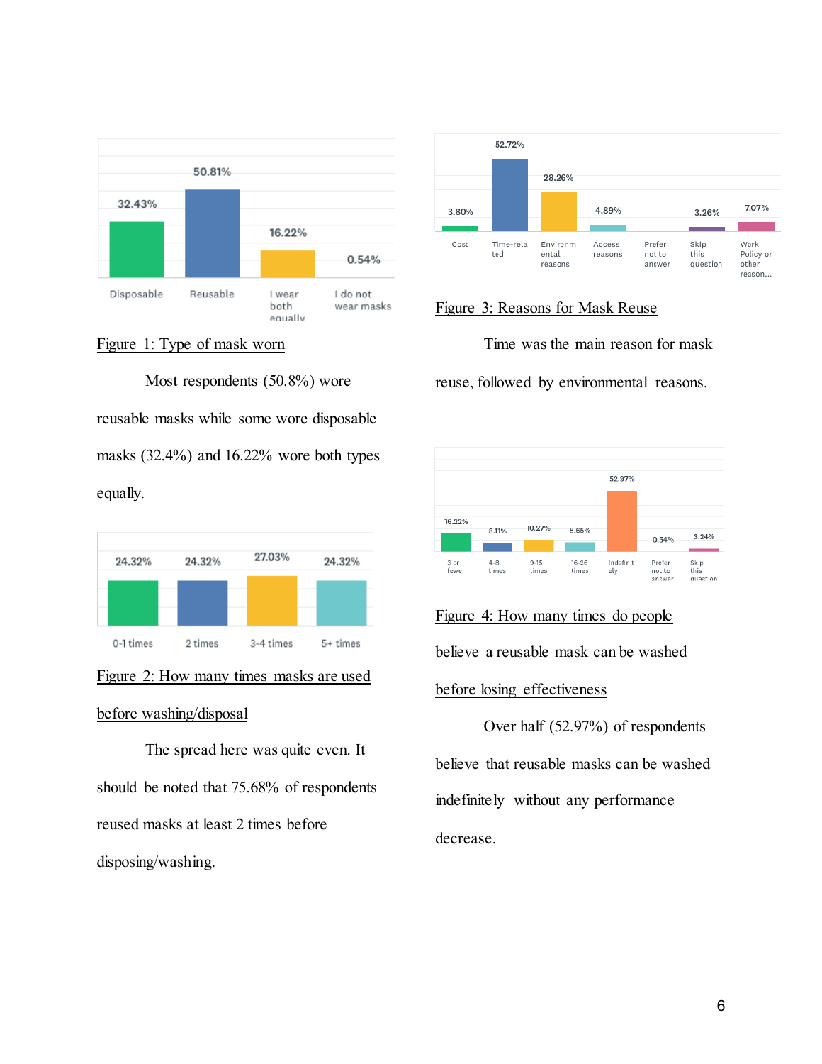Figure 1: Type of mask worn

Most respondents (50.8%) wore reusable masks while some wore disposable masks (32.4%) and 16.22% wore both types equally.

Figure 2: How many times masks are used before washing/disposal

The spread here was quite even. It should be noted that 75.68% of respondents reused masks at least 2 times before disposing/washing.

Figure 3: Reasons for Mask Reuse

Time was the main reason for mask reuse, followed by environmental reasons.

Figure 4: How many times do people believe a reusable mask can be washed before losing effectiveness

Over half (52.97%) of respondents believe that reusable masks can be washed indefinitely without any performance decrease.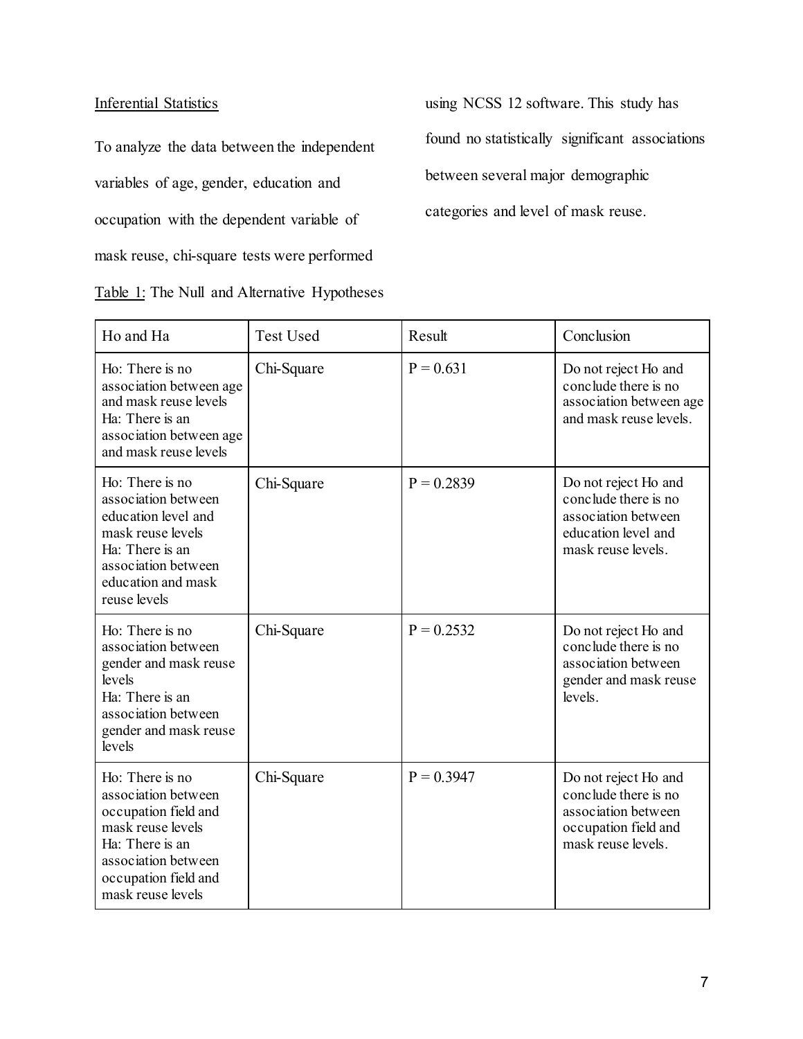Inferential Statistics

To analyze the data between the independent variables of age, gender, education and occupation with the dependent variable of mask reuse, chi-square tests were performed using NCSS 12 software. This study has found no statistically significant associations between several major demographic categories and level of mask reuse.

Table 1: The Null and Alternative Hypotheses

| Ho and Ha | Test Used | Result | Conclusion |
| --- | --- | --- | --- |
| Ho: There is no association between age and mask reuse levels<br>Ha: There is an association between age and mask reuse levels | Chi-Square | P = 0.631 | Do not reject Ho and conclude there is no association between age and mask reuse levels. |
| Ho: There is no association between education level and mask reuse levels<br>Ha: There is an association between education and mask reuse levels | Chi-Square | P = 0.2839 | Do not reject Ho and conclude there is no association between education level and mask reuse levels. |
| Ho: There is no association between gender and mask reuse levels<br>Ha: There is an association between gender and mask reuse levels | Chi-Square | P = 0.2532 | Do not reject Ho and conclude there is no association between gender and mask reuse levels. |
| Ho: There is no association between occupation field and mask reuse levels<br>Ha: There is an association between occupation field and mask reuse levels | Chi-Square | P = 0.3947 | Do not reject Ho and conclude there is no association between occupation field and mask reuse levels. |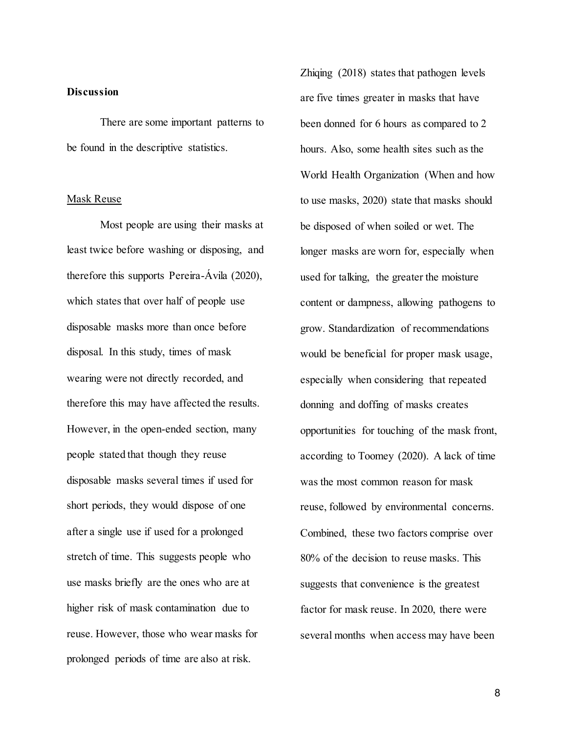**Discussion**

There are some important patterns to be found in the descriptive statistics.

Mask Reuse

Most people are using their masks at least twice before washing or disposing, and therefore this supports Pereira-Ávila (2020), which states that over half of people use disposable masks more than once before disposal. In this study, times of mask wearing were not directly recorded, and therefore this may have affected the results. However, in the open-ended section, many people stated that though they reuse disposable masks several times if used for short periods, they would dispose of one after a single use if used for a prolonged stretch of time. This suggests people who use masks briefly are the ones who are at higher risk of mask contamination due to reuse. However, those who wear masks for prolonged periods of time are also at risk. Zhiqing (2018) states that pathogen levels are five times greater in masks that have been donned for 6 hours as compared to 2 hours. Also, some health sites such as the World Health Organization (When and how to use masks, 2020) state that masks should be disposed of when soiled or wet. The longer masks are worn for, especially when used for talking, the greater the moisture content or dampness, allowing pathogens to grow. Standardization of recommendations would be beneficial for proper mask usage, especially when considering that repeated donning and doffing of masks creates opportunities for touching of the mask front, according to Toomey (2020). A lack of time was the most common reason for mask reuse, followed by environmental concerns. Combined, these two factors comprise over 80% of the decision to reuse masks. This suggests that convenience is the greatest factor for mask reuse. In 2020, there were several months when access may have been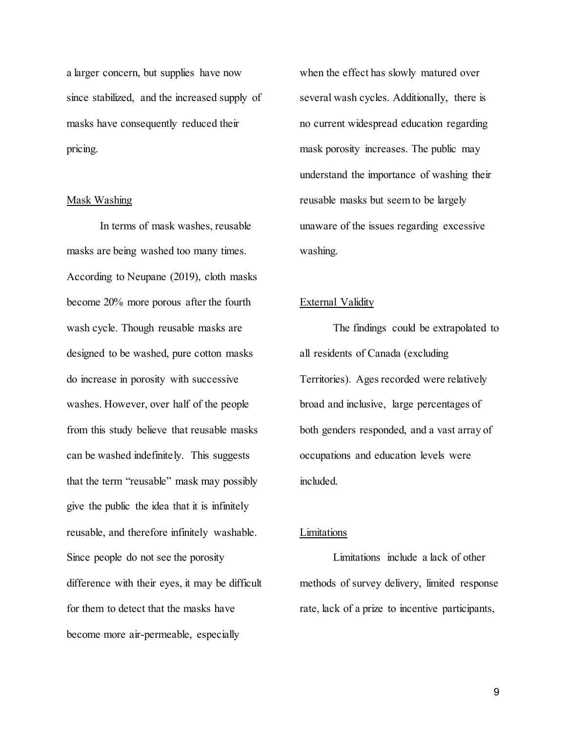a larger concern, but supplies have now since stabilized, and the increased supply of masks have consequently reduced their pricing.

### Mask Washing

In terms of mask washes, reusable masks are being washed too many times. According to Neupane (2019), cloth masks become 20% more porous after the fourth wash cycle. Though reusable masks are designed to be washed, pure cotton masks do increase in porosity with successive washes. However, over half of the people from this study believe that reusable masks can be washed indefinitely. This suggests that the term "reusable" mask may possibly give the public the idea that it is infinitely reusable, and therefore infinitely washable. Since people do not see the porosity difference with their eyes, it may be difficult for them to detect that the masks have become more air-permeable, especially when the effect has slowly matured over several wash cycles. Additionally, there is no current widespread education regarding mask porosity increases. The public may understand the importance of washing their reusable masks but seem to be largely unaware of the issues regarding excessive washing.

### External Validity

The findings could be extrapolated to all residents of Canada (excluding Territories). Ages recorded were relatively broad and inclusive, large percentages of both genders responded, and a vast array of occupations and education levels were included.

### Limitations

Limitations include a lack of other methods of survey delivery, limited response rate, lack of a prize to incentive participants,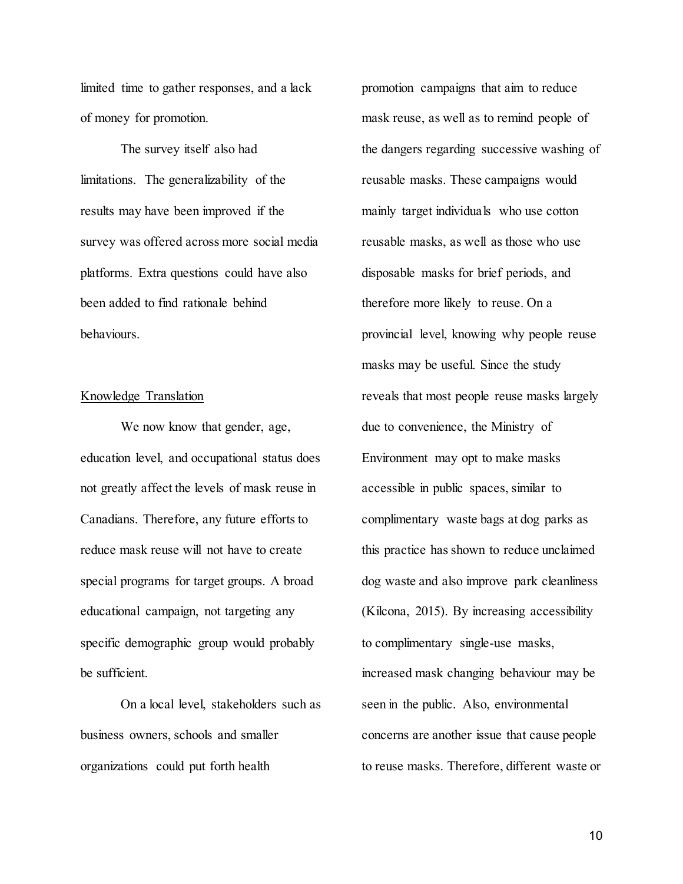limited time to gather responses, and a lack of money for promotion.

The survey itself also had limitations. The generalizability of the results may have been improved if the survey was offered across more social media platforms. Extra questions could have also been added to find rationale behind behaviours.

## Knowledge Translation

We now know that gender, age, education level, and occupational status does not greatly affect the levels of mask reuse in Canadians. Therefore, any future efforts to reduce mask reuse will not have to create special programs for target groups. A broad educational campaign, not targeting any specific demographic group would probably be sufficient.

On a local level, stakeholders such as business owners, schools and smaller organizations could put forth health promotion campaigns that aim to reduce mask reuse, as well as to remind people of the dangers regarding successive washing of reusable masks. These campaigns would mainly target individuals who use cotton reusable masks, as well as those who use disposable masks for brief periods, and therefore more likely to reuse. On a provincial level, knowing why people reuse masks may be useful. Since the study reveals that most people reuse masks largely due to convenience, the Ministry of Environment may opt to make masks accessible in public spaces, similar to complimentary waste bags at dog parks as this practice has shown to reduce unclaimed dog waste and also improve park cleanliness (Kilcona, 2015). By increasing accessibility to complimentary single-use masks, increased mask changing behaviour may be seen in the public. Also, environmental concerns are another issue that cause people to reuse masks. Therefore, different waste or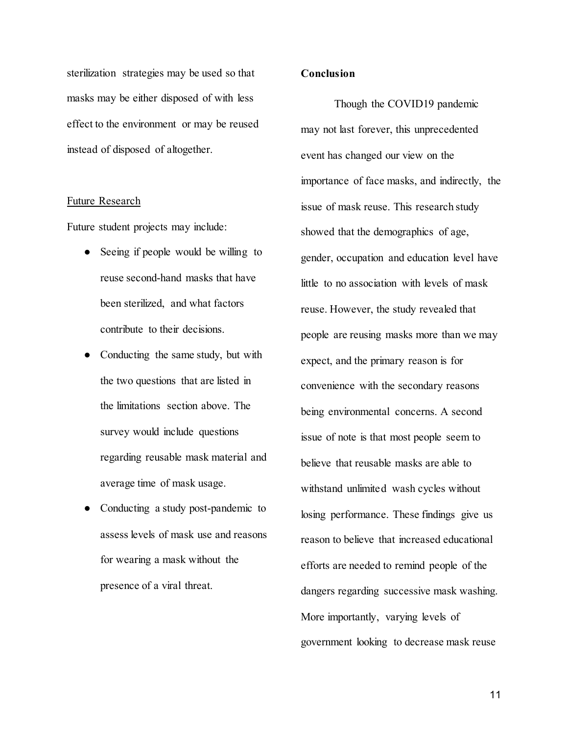sterilization strategies may be used so that masks may be either disposed of with less effect to the environment or may be reused instead of disposed of altogether.

Future Research

Future student projects may include:

- Seeing if people would be willing to reuse second-hand masks that have been sterilized, and what factors contribute to their decisions.
- Conducting the same study, but with the two questions that are listed in the limitations section above. The survey would include questions regarding reusable mask material and average time of mask usage.
- Conducting a study post-pandemic to assess levels of mask use and reasons for wearing a mask without the presence of a viral threat.

**Conclusion**

Though the COVID19 pandemic may not last forever, this unprecedented event has changed our view on the importance of face masks, and indirectly, the issue of mask reuse. This research study showed that the demographics of age, gender, occupation and education level have little to no association with levels of mask reuse. However, the study revealed that people are reusing masks more than we may expect, and the primary reason is for convenience with the secondary reasons being environmental concerns. A second issue of note is that most people seem to believe that reusable masks are able to withstand unlimited wash cycles without losing performance. These findings give us reason to believe that increased educational efforts are needed to remind people of the dangers regarding successive mask washing. More importantly, varying levels of government looking to decrease mask reuse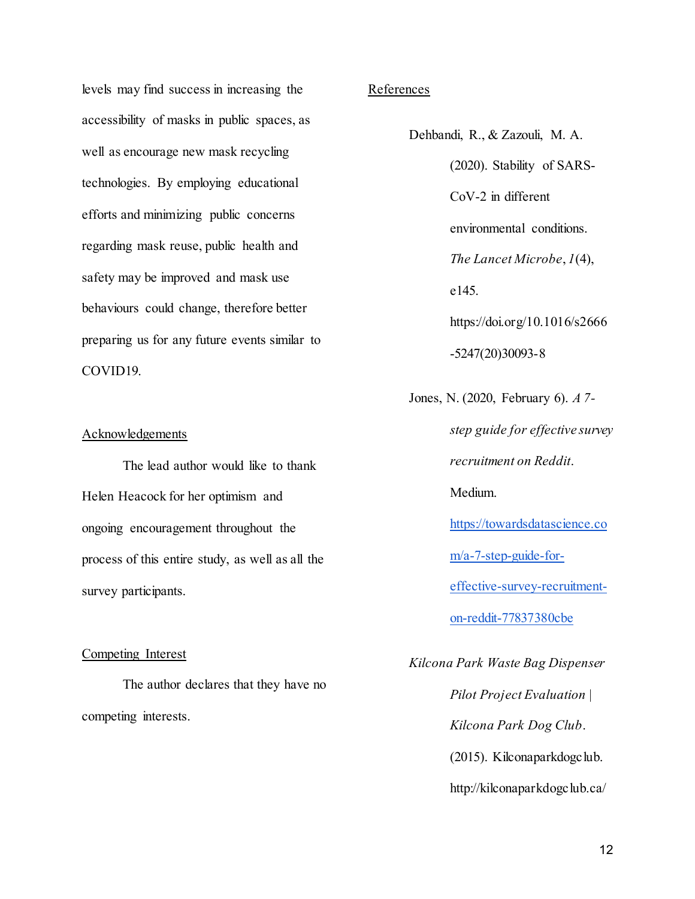levels may find success in increasing the accessibility of masks in public spaces, as well as encourage new mask recycling technologies. By employing educational efforts and minimizing public concerns regarding mask reuse, public health and safety may be improved and mask use behaviours could change, therefore better preparing us for any future events similar to COVID19.

## Acknowledgements

The lead author would like to thank Helen Heacock for her optimism and ongoing encouragement throughout the process of this entire study, as well as all the survey participants.

## Competing Interest

The author declares that they have no competing interests.

## References

Dehbandi, R., & Zazouli, M. A. (2020). Stability of SARS-CoV-2 in different environmental conditions. *The Lancet Microbe*, *1*(4), e145. https://doi.org/10.1016/s2666-5247(20)30093-8

Jones, N. (2020, February 6). *A 7-step guide for effective survey recruitment on Reddit*. Medium. [https://towardsdatascience.com/a-7-step-guide-for-effective-survey-recruitment-on-reddit-77837380cbe](https://towardsdatascience.com/a-7-step-guide-for-effective-survey-recruitment-on-reddit-77837380cbe)

*Kilcona Park Waste Bag Dispenser Pilot Project Evaluation | Kilcona Park Dog Club*. (2015). Kilconaparkdogclub. http://kilconaparkdogclub.ca/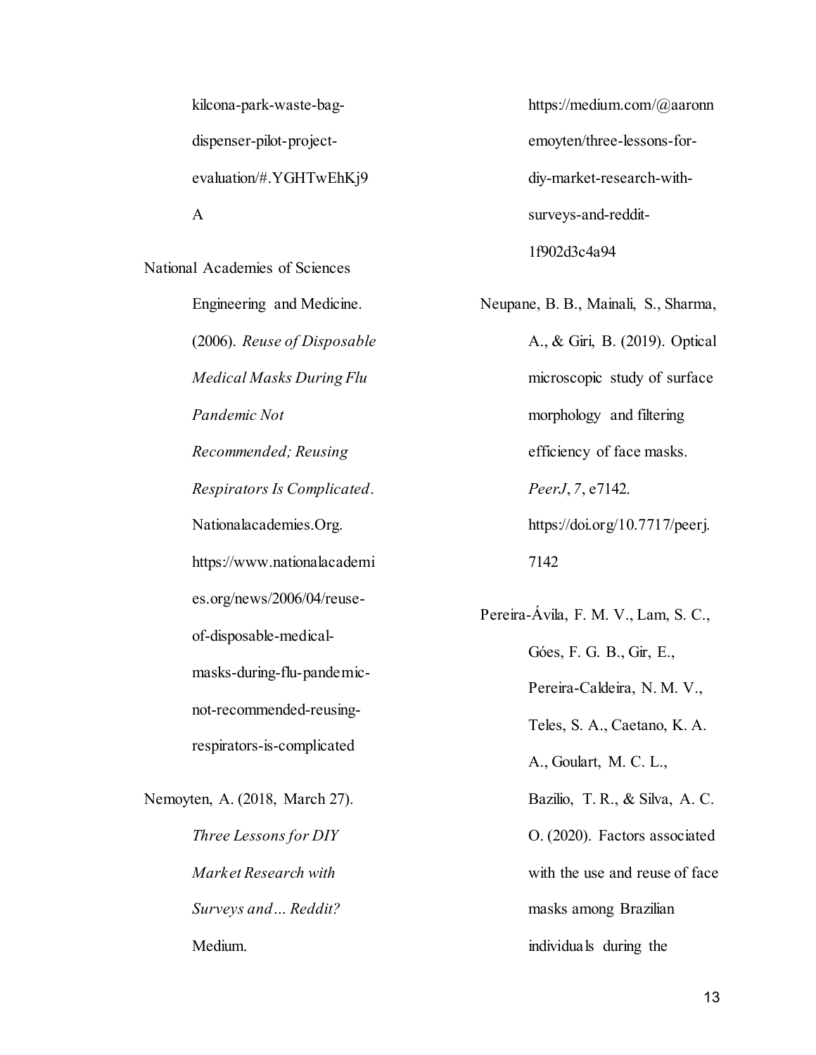kilcona-park-waste-bag-dispenser-pilot-project-evaluation/#.YGHTwEhKj9A

National Academies of Sciences Engineering and Medicine. (2006). *Reuse of Disposable Medical Masks During Flu Pandemic Not Recommended; Reusing Respirators Is Complicated*. Nationalacademies.Org. https://www.nationalacademies.org/news/2006/04/reuse-of-disposable-medical-masks-during-flu-pandemic-not-recommended-reusing-respirators-is-complicated

Nemoyten, A. (2018, March 27). *Three Lessons for DIY Market Research with Surveys and… Reddit?* Medium. https://medium.com/@aaronnemoyten/three-lessons-for-diy-market-research-with-surveys-and-reddit-1f902d3c4a94

Neupane, B. B., Mainali, S., Sharma, A., & Giri, B. (2019). Optical microscopic study of surface morphology and filtering efficiency of face masks. *PeerJ*, *7*, e7142. https://doi.org/10.7717/peerj.7142

Pereira-Ávila, F. M. V., Lam, S. C., Góes, F. G. B., Gir, E., Pereira-Caldeira, N. M. V., Teles, S. A., Caetano, K. A. A., Goulart, M. C. L., Bazilio, T. R., & Silva, A. C. O. (2020). Factors associated with the use and reuse of face masks among Brazilian individuals during the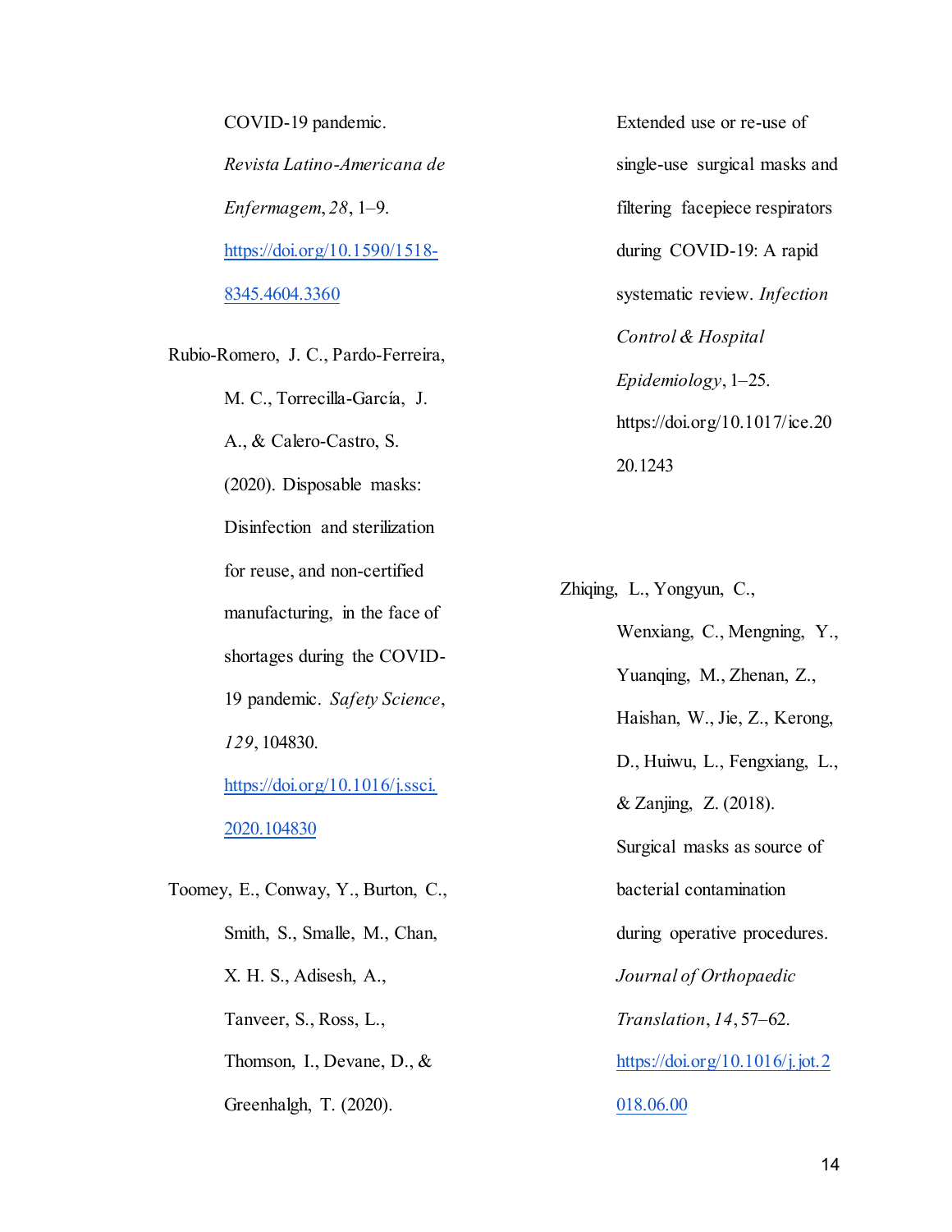COVID-19 pandemic. *Revista Latino-Americana de Enfermagem*, *28*, 1–9. https://doi.org/10.1590/1518-8345.4604.3360

Rubio-Romero, J. C., Pardo-Ferreira, M. C., Torrecilla-García, J. A., & Calero-Castro, S. (2020). Disposable masks: Disinfection and sterilization for reuse, and non-certified manufacturing, in the face of shortages during the COVID-19 pandemic. *Safety Science*, *129*, 104830. https://doi.org/10.1016/j.ssci.2020.104830

Toomey, E., Conway, Y., Burton, C., Smith, S., Smalle, M., Chan, X. H. S., Adisesh, A., Tanveer, S., Ross, L., Thomson, I., Devane, D., & Greenhalgh, T. (2020). Extended use or re-use of single-use surgical masks and filtering facepiece respirators during COVID-19: A rapid systematic review. *Infection Control & Hospital Epidemiology*, 1–25. https://doi.org/10.1017/ice.2020.1243

Zhiqing, L., Yongyun, C., Wenxiang, C., Mengning, Y., Yuanqing, M., Zhenan, Z., Haishan, W., Jie, Z., Kerong, D., Huiwu, L., Fengxiang, L., & Zanjing, Z. (2018). Surgical masks as source of bacterial contamination during operative procedures. *Journal of Orthopaedic Translation*, *14*, 57–62. https://doi.org/10.1016/j.jot.2018.06.00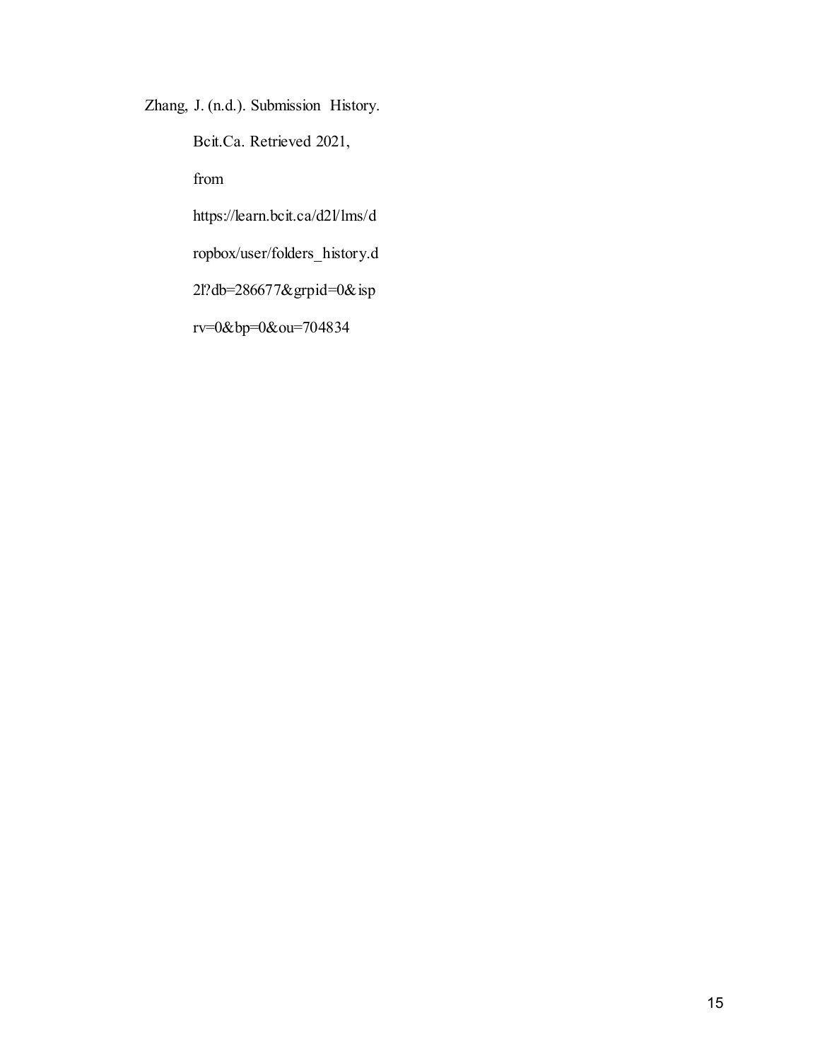Zhang, J. (n.d.). Submission History. Bcit.Ca. Retrieved 2021, from https://learn.bcit.ca/d2l/lms/dropbox/user/folders_history.d2l?db=286677&grpid=0&isprv=0&bp=0&ou=704834